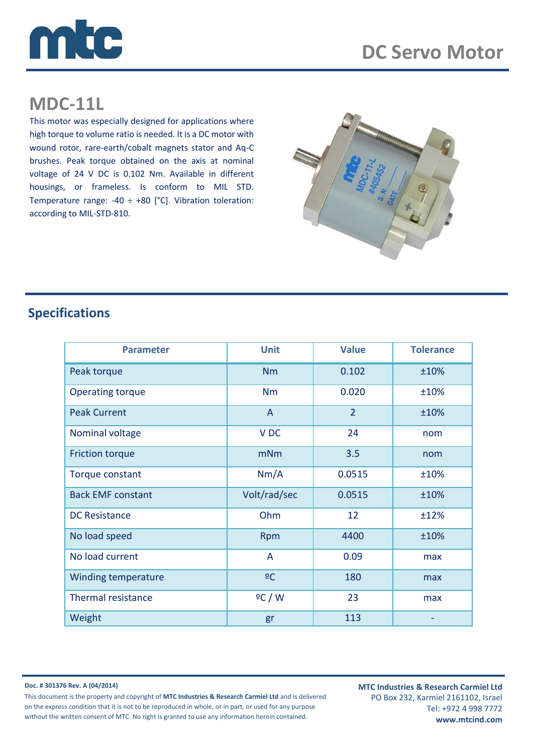# DC Servo Motor

## MDC-11L

This motor was especially designed for applications where high torque to volume ratio is needed. It is a DC motor with wound rotor, rare-earth/cobalt magnets stator and Aq-C brushes. Peak torque obtained on the axis at nominal voltage of 24 V DC is 0.102 Nm. Available in different housings, or frameless. Is conform to MIL STD. Temperature range: -40 ÷ +80 [°C]. Vibration toleration: according to MIL-STD-810.

## Specifications

| Parameter | Unit | Value | Tolerance |
|---|---|---|---|
| Peak torque | Nm | 0.102 | ±10% |
| Operating torque | Nm | 0.020 | ±10% |
| Peak Current | A | 2 | ±10% |
| Nominal voltage | V DC | 24 | nom |
| Friction torque | mNm | 3.5 | nom |
| Torque constant | Nm/A | 0.0515 | ±10% |
| Back EMF constant | Volt/rad/sec | 0.0515 | ±10% |
| DC Resistance | Ohm | 12 | ±12% |
| No load speed | Rpm | 4400 | ±10% |
| No load current | A | 0.09 | max |
| Winding temperature | ºC | 180 | max |
| Thermal resistance | ºC / W | 23 | max |
| Weight | gr | 113 | - |

**Doc. # 301376 Rev. A (04/2014)**

This document is the property and copyright of **MTC Industries & Research Carmiel Ltd** and is delivered on the express condition that it is not to be reproduced in whole, or in part, or used for any purpose without the written consent of MTC. No right is granted to use any information herein contained.

**MTC Industries & Research Carmiel Ltd**
PO Box 232, Karmiel 2161102, Israel
Tel: +972 4 998 7772
**www.mtcind.com**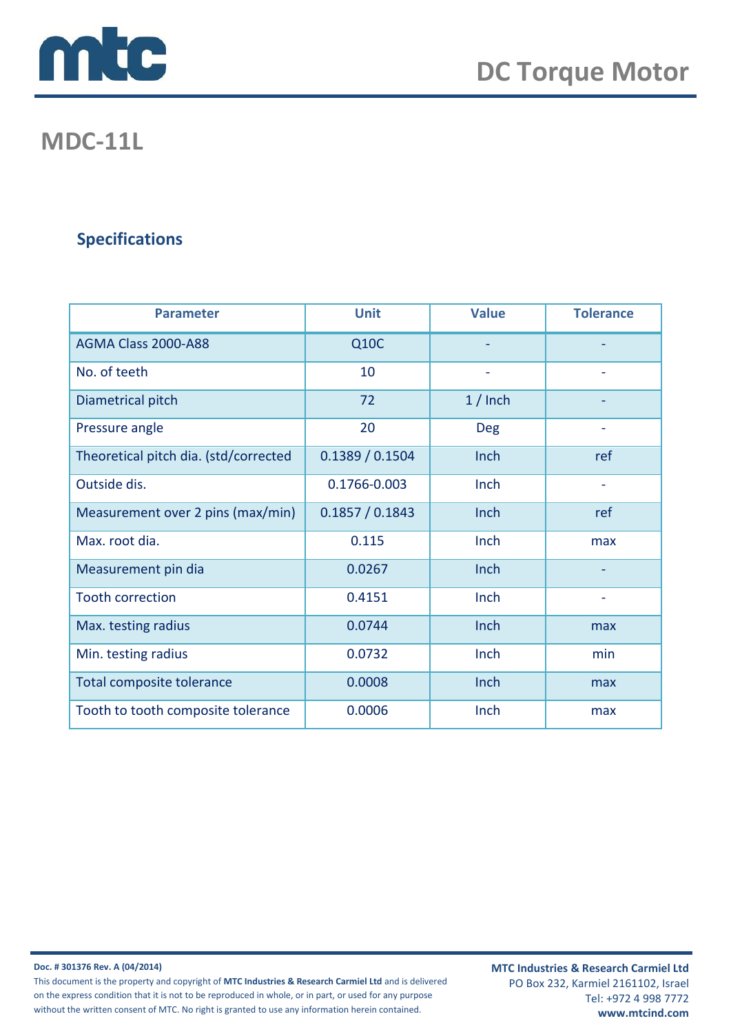# DC Torque Motor

## MDC-11L

### Specifications

| Parameter | Unit | Value | Tolerance |
|---|---|---|---|
| AGMA Class 2000-A88 | Q10C | - | - |
| No. of teeth | 10 | - | - |
| Diametrical pitch | 72 | 1 / Inch | - |
| Pressure angle | 20 | Deg | - |
| Theoretical pitch dia. (std/corrected | 0.1389 / 0.1504 | Inch | ref |
| Outside dis. | 0.1766-0.003 | Inch | - |
| Measurement over 2 pins (max/min) | 0.1857 / 0.1843 | Inch | ref |
| Max. root dia. | 0.115 | Inch | max |
| Measurement pin dia | 0.0267 | Inch | - |
| Tooth correction | 0.4151 | Inch | - |
| Max. testing radius | 0.0744 | Inch | max |
| Min. testing radius | 0.0732 | Inch | min |
| Total composite tolerance | 0.0008 | Inch | max |
| Tooth to tooth composite tolerance | 0.0006 | Inch | max |

**Doc. # 301376 Rev. A (04/2014)**

This document is the property and copyright of **MTC Industries & Research Carmiel Ltd** and is delivered on the express condition that it is not to be reproduced in whole, or in part, or used for any purpose without the written consent of MTC. No right is granted to use any information herein contained.

**MTC Industries & Research Carmiel Ltd**
PO Box 232, Karmiel 2161102, Israel
Tel: +972 4 998 7772
**www.mtcind.com**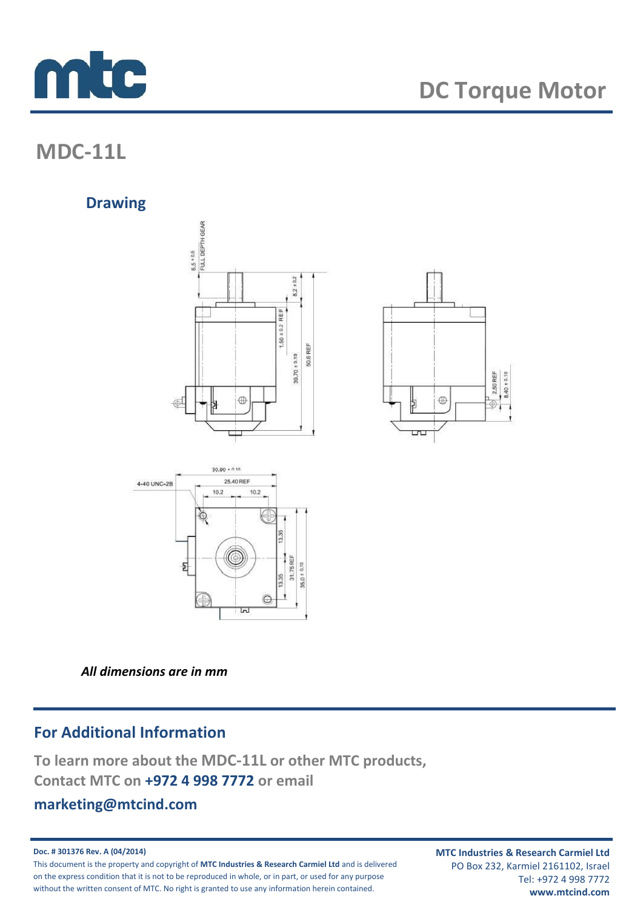# MDC-11L

## Drawing

6.5 ± 0.5
FULL DEPTH GEAR
8.2 ± 0.2
1.50 ± 0.2 REF
39.70 ± 0.10
50.6 REF
2.50 REF
8.40 ± 0.10
30.90 ± 0.10
25.40 REF
4-40 UNC-2B
10.2
10.2
13.35
13.35
31.75 REF
35.0 ± 0.10

*All dimensions are in mm*

## For Additional Information

To learn more about the MDC-11L or other MTC products,
Contact MTC on **+972 4 998 7772** or email

**marketing@mtcind.com**

**Doc. # 301376 Rev. A (04/2014)**

This document is the property and copyright of **MTC Industries & Research Carmiel Ltd** and is delivered on the express condition that it is not to be reproduced in whole, or in part, or used for any purpose without the written consent of MTC. No right is granted to use any information herein contained.

**MTC Industries & Research Carmiel Ltd**
PO Box 232, Karmiel 2161102, Israel
Tel: +972 4 998 7772
**www.mtcind.com**